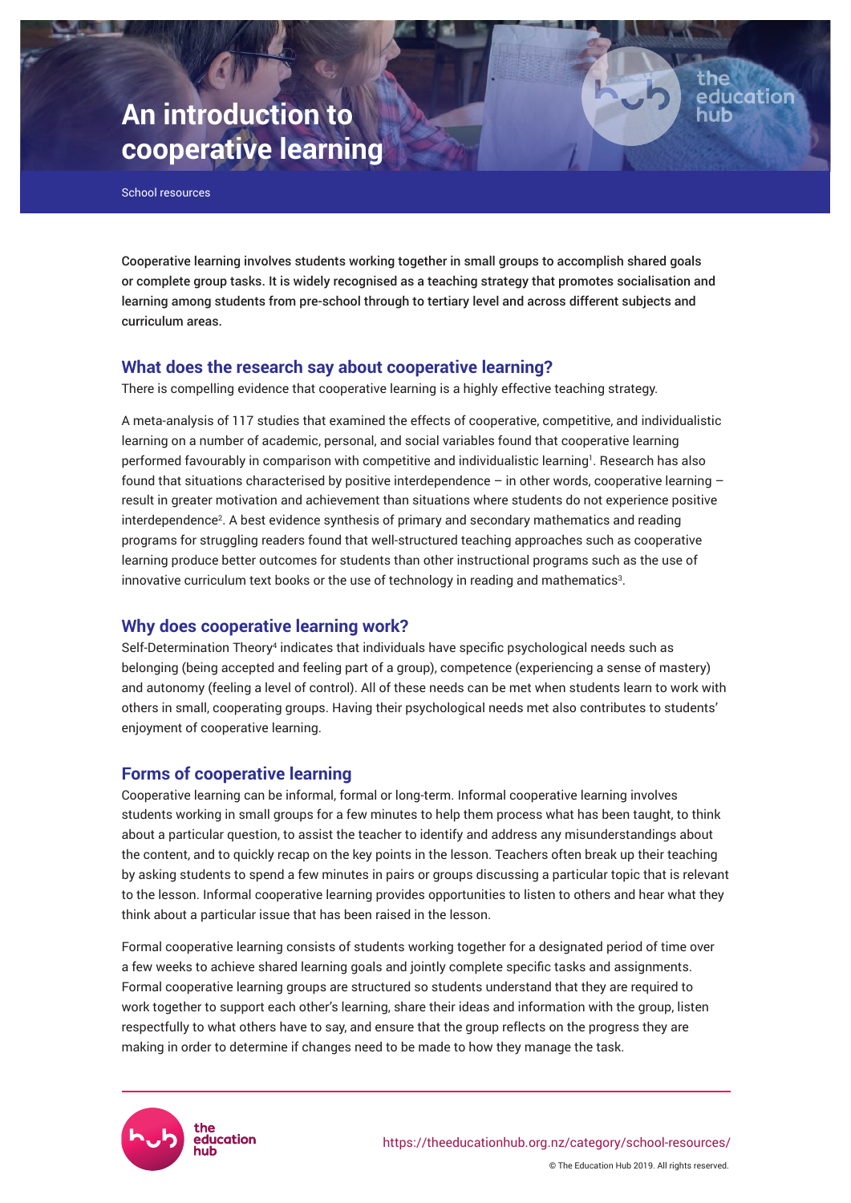# An introduction to cooperative learning

School resources

**Cooperative learning involves students working together in small groups to accomplish shared goals or complete group tasks. It is widely recognised as a teaching strategy that promotes socialisation and learning among students from pre-school through to tertiary level and across different subjects and curriculum areas.**

## What does the research say about cooperative learning?

There is compelling evidence that cooperative learning is a highly effective teaching strategy.

A meta-analysis of 117 studies that examined the effects of cooperative, competitive, and individualistic learning on a number of academic, personal, and social variables found that cooperative learning performed favourably in comparison with competitive and individualistic learning[1]. Research has also found that situations characterised by positive interdependence – in other words, cooperative learning – result in greater motivation and achievement than situations where students do not experience positive interdependence[2]. A best evidence synthesis of primary and secondary mathematics and reading programs for struggling readers found that well-structured teaching approaches such as cooperative learning produce better outcomes for students than other instructional programs such as the use of innovative curriculum text books or the use of technology in reading and mathematics[3].

## Why does cooperative learning work?

Self-Determination Theory[4] indicates that individuals have specific psychological needs such as belonging (being accepted and feeling part of a group), competence (experiencing a sense of mastery) and autonomy (feeling a level of control). All of these needs can be met when students learn to work with others in small, cooperating groups. Having their psychological needs met also contributes to students' enjoyment of cooperative learning.

## Forms of cooperative learning

Cooperative learning can be informal, formal or long-term. Informal cooperative learning involves students working in small groups for a few minutes to help them process what has been taught, to think about a particular question, to assist the teacher to identify and address any misunderstandings about the content, and to quickly recap on the key points in the lesson. Teachers often break up their teaching by asking students to spend a few minutes in pairs or groups discussing a particular topic that is relevant to the lesson. Informal cooperative learning provides opportunities to listen to others and hear what they think about a particular issue that has been raised in the lesson.

Formal cooperative learning consists of students working together for a designated period of time over a few weeks to achieve shared learning goals and jointly complete specific tasks and assignments. Formal cooperative learning groups are structured so students understand that they are required to work together to support each other's learning, share their ideas and information with the group, listen respectfully to what others have to say, and ensure that the group reflects on the progress they are making in order to determine if changes need to be made to how they manage the task.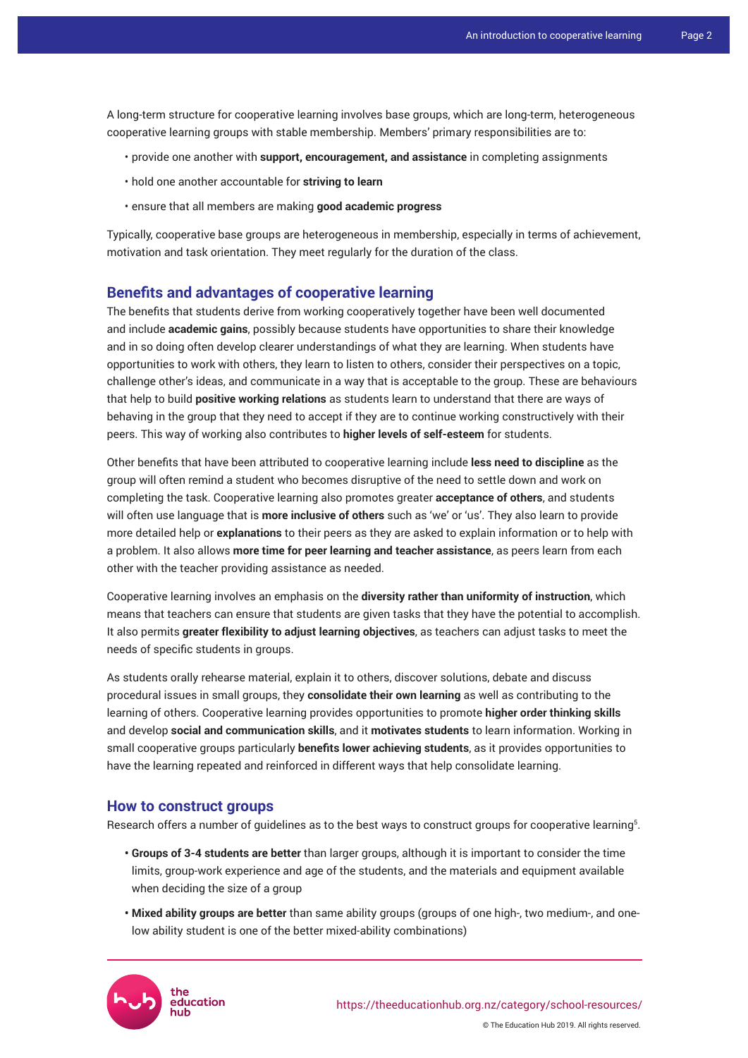A long-term structure for cooperative learning involves base groups, which are long-term, heterogeneous cooperative learning groups with stable membership. Members' primary responsibilities are to:

- provide one another with **support, encouragement, and assistance** in completing assignments
- hold one another accountable for **striving to learn**
- ensure that all members are making **good academic progress**

Typically, cooperative base groups are heterogeneous in membership, especially in terms of achievement, motivation and task orientation. They meet regularly for the duration of the class.

## Benefits and advantages of cooperative learning

The benefits that students derive from working cooperatively together have been well documented and include **academic gains**, possibly because students have opportunities to share their knowledge and in so doing often develop clearer understandings of what they are learning. When students have opportunities to work with others, they learn to listen to others, consider their perspectives on a topic, challenge other's ideas, and communicate in a way that is acceptable to the group. These are behaviours that help to build **positive working relations** as students learn to understand that there are ways of behaving in the group that they need to accept if they are to continue working constructively with their peers. This way of working also contributes to **higher levels of self-esteem** for students.

Other benefits that have been attributed to cooperative learning include **less need to discipline** as the group will often remind a student who becomes disruptive of the need to settle down and work on completing the task. Cooperative learning also promotes greater **acceptance of others**, and students will often use language that is **more inclusive of others** such as 'we' or 'us'. They also learn to provide more detailed help or **explanations** to their peers as they are asked to explain information or to help with a problem. It also allows **more time for peer learning and teacher assistance**, as peers learn from each other with the teacher providing assistance as needed.

Cooperative learning involves an emphasis on the **diversity rather than uniformity of instruction**, which means that teachers can ensure that students are given tasks that they have the potential to accomplish. It also permits **greater flexibility to adjust learning objectives**, as teachers can adjust tasks to meet the needs of specific students in groups.

As students orally rehearse material, explain it to others, discover solutions, debate and discuss procedural issues in small groups, they **consolidate their own learning** as well as contributing to the learning of others. Cooperative learning provides opportunities to promote **higher order thinking skills** and develop **social and communication skills**, and it **motivates students** to learn information. Working in small cooperative groups particularly **benefits lower achieving students**, as it provides opportunities to have the learning repeated and reinforced in different ways that help consolidate learning.

## How to construct groups

Research offers a number of guidelines as to the best ways to construct groups for cooperative learning[5].

- **Groups of 3-4 students are better** than larger groups, although it is important to consider the time limits, group-work experience and age of the students, and the materials and equipment available when deciding the size of a group
- **Mixed ability groups are better** than same ability groups (groups of one high-, two medium-, and one-low ability student is one of the better mixed-ability combinations)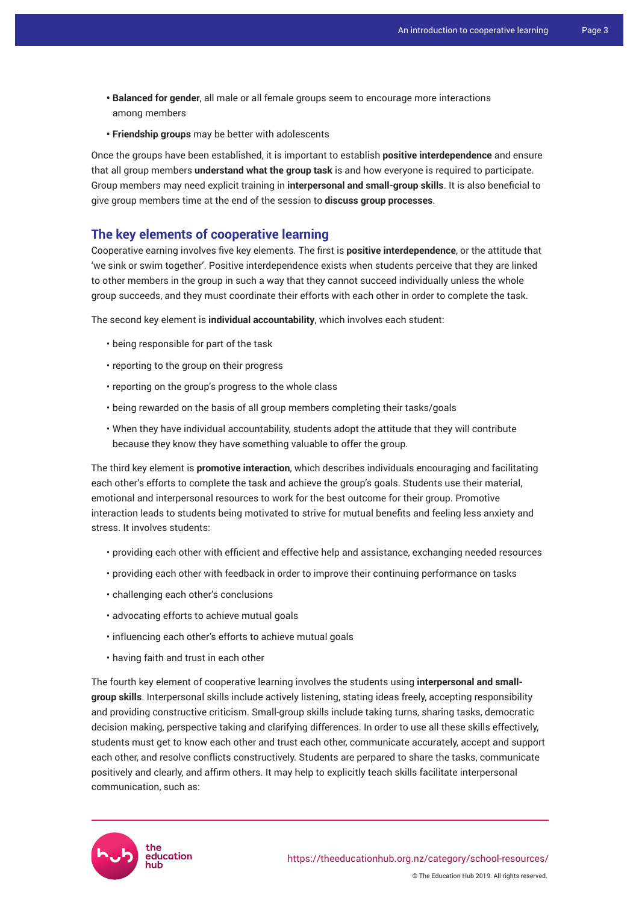- **Balanced for gender**, all male or all female groups seem to encourage more interactions among members
- **Friendship groups** may be better with adolescents

Once the groups have been established, it is important to establish **positive interdependence** and ensure that all group members **understand what the group task** is and how everyone is required to participate. Group members may need explicit training in **interpersonal and small-group skills**. It is also beneficial to give group members time at the end of the session to **discuss group processes**.

## The key elements of cooperative learning

Cooperative earning involves five key elements. The first is **positive interdependence**, or the attitude that 'we sink or swim together'. Positive interdependence exists when students perceive that they are linked to other members in the group in such a way that they cannot succeed individually unless the whole group succeeds, and they must coordinate their efforts with each other in order to complete the task.

The second key element is **individual accountability**, which involves each student:

- being responsible for part of the task
- reporting to the group on their progress
- reporting on the group's progress to the whole class
- being rewarded on the basis of all group members completing their tasks/goals
- When they have individual accountability, students adopt the attitude that they will contribute because they know they have something valuable to offer the group.

The third key element is **promotive interaction**, which describes individuals encouraging and facilitating each other's efforts to complete the task and achieve the group's goals. Students use their material, emotional and interpersonal resources to work for the best outcome for their group. Promotive interaction leads to students being motivated to strive for mutual benefits and feeling less anxiety and stress. It involves students:

- providing each other with efficient and effective help and assistance, exchanging needed resources
- providing each other with feedback in order to improve their continuing performance on tasks
- challenging each other's conclusions
- advocating efforts to achieve mutual goals
- influencing each other's efforts to achieve mutual goals
- having faith and trust in each other

The fourth key element of cooperative learning involves the students using **interpersonal and small-group skills**. Interpersonal skills include actively listening, stating ideas freely, accepting responsibility and providing constructive criticism. Small-group skills include taking turns, sharing tasks, democratic decision making, perspective taking and clarifying differences. In order to use all these skills effectively, students must get to know each other and trust each other, communicate accurately, accept and support each other, and resolve conflicts constructively. Students are perpared to share the tasks, communicate positively and clearly, and affirm others. It may help to explicitly teach skills facilitate interpersonal communication, such as: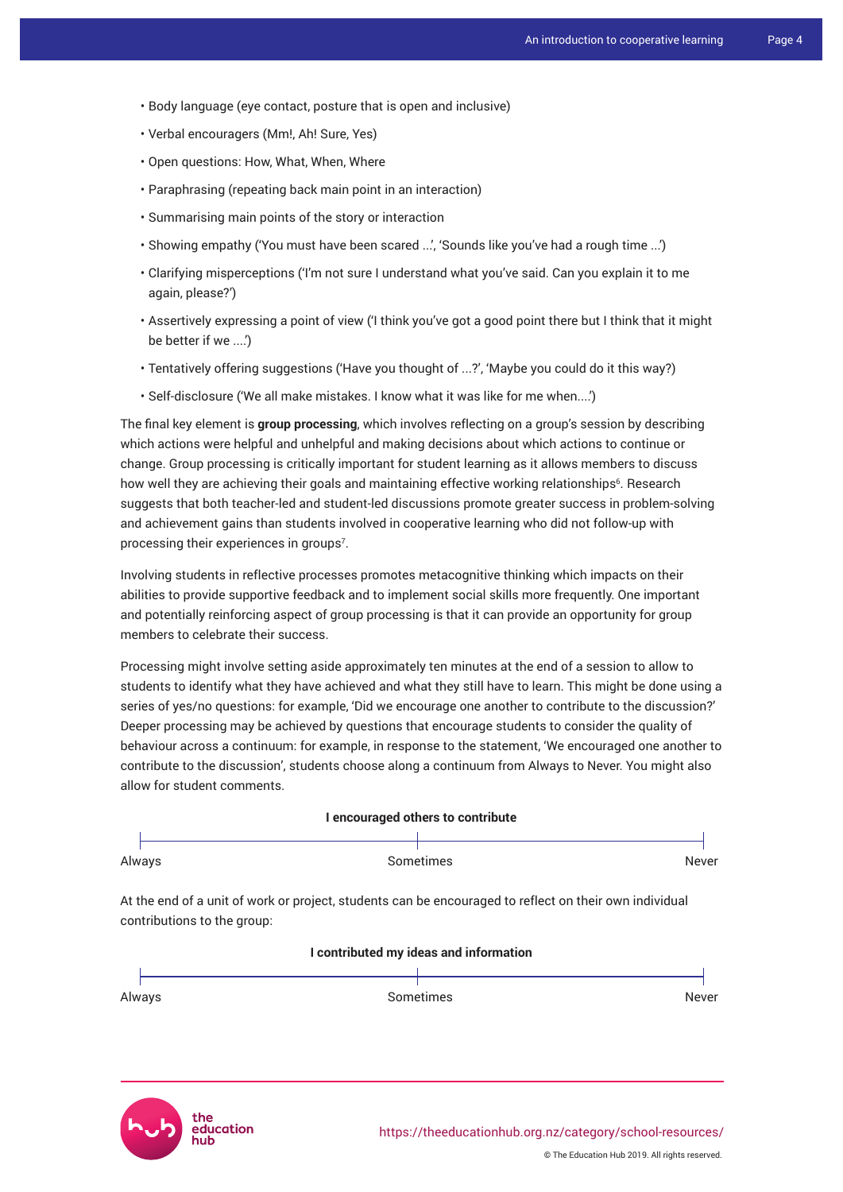- Body language (eye contact, posture that is open and inclusive)
- Verbal encouragers (Mm!, Ah! Sure, Yes)
- Open questions: How, What, When, Where
- Paraphrasing (repeating back main point in an interaction)
- Summarising main points of the story or interaction
- Showing empathy ('You must have been scared ...', 'Sounds like you've had a rough time ...')
- Clarifying misperceptions ('I'm not sure I understand what you've said. Can you explain it to me again, please?')
- Assertively expressing a point of view ('I think you've got a good point there but I think that it might be better if we ....')
- Tentatively offering suggestions ('Have you thought of ...?', 'Maybe you could do it this way?)
- Self-disclosure ('We all make mistakes. I know what it was like for me when....')

The final key element is **group processing**, which involves reflecting on a group's session by describing which actions were helpful and unhelpful and making decisions about which actions to continue or change. Group processing is critically important for student learning as it allows members to discuss how well they are achieving their goals and maintaining effective working relationships[6]. Research suggests that both teacher-led and student-led discussions promote greater success in problem-solving and achievement gains than students involved in cooperative learning who did not follow-up with processing their experiences in groups[7].

Involving students in reflective processes promotes metacognitive thinking which impacts on their abilities to provide supportive feedback and to implement social skills more frequently. One important and potentially reinforcing aspect of group processing is that it can provide an opportunity for group members to celebrate their success.

Processing might involve setting aside approximately ten minutes at the end of a session to allow to students to identify what they have achieved and what they still have to learn. This might be done using a series of yes/no questions: for example, 'Did we encourage one another to contribute to the discussion?' Deeper processing may be achieved by questions that encourage students to consider the quality of behaviour across a continuum: for example, in response to the statement, 'We encouraged one another to contribute to the discussion', students choose along a continuum from Always to Never. You might also allow for student comments.

**I encouraged others to contribute**

Always ———————— Sometimes ———————— Never

At the end of a unit of work or project, students can be encouraged to reflect on their own individual contributions to the group:

**I contributed my ideas and information**

Always ———————— Sometimes ———————— Never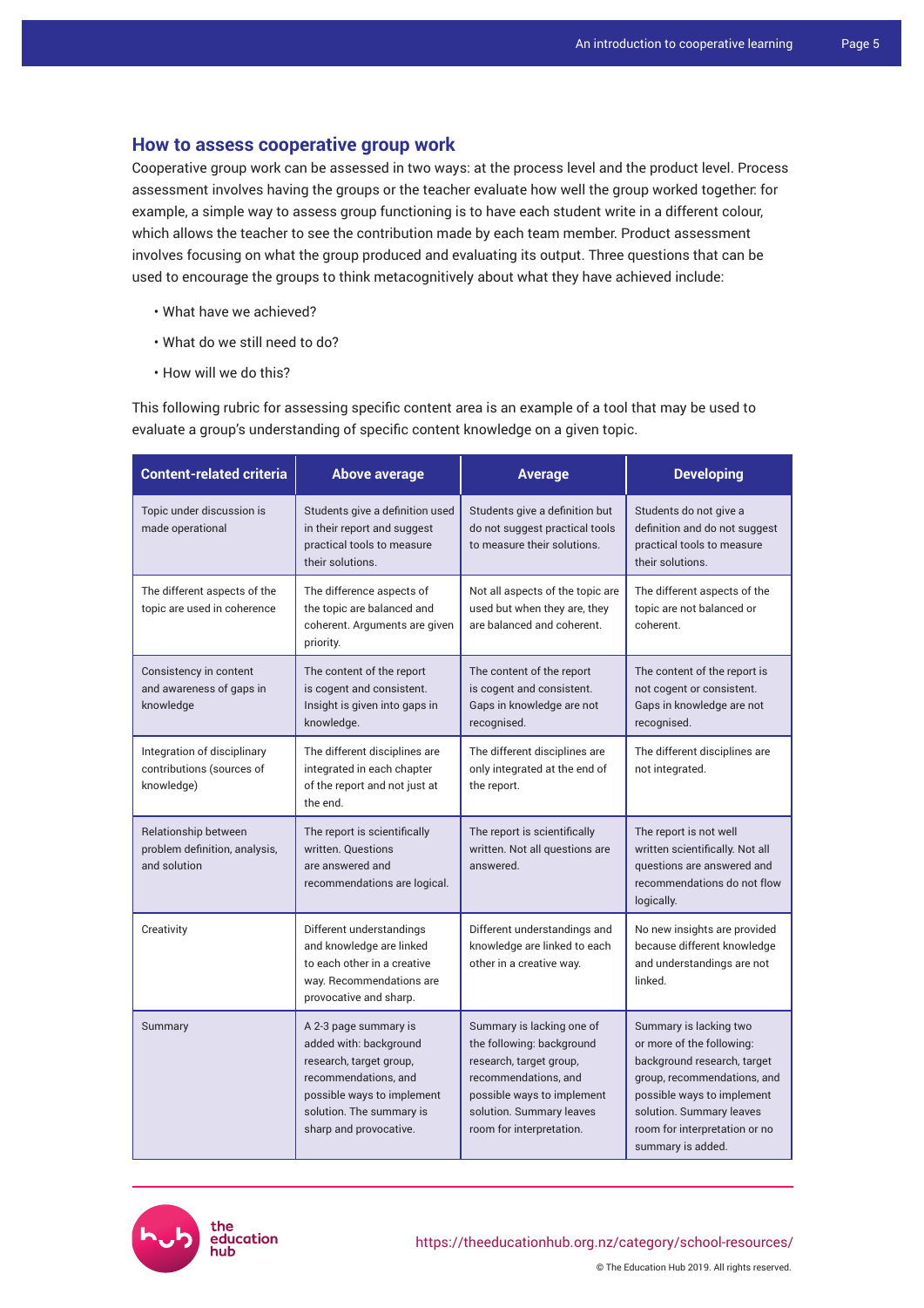## How to assess cooperative group work

Cooperative group work can be assessed in two ways: at the process level and the product level. Process assessment involves having the groups or the teacher evaluate how well the group worked together: for example, a simple way to assess group functioning is to have each student write in a different colour, which allows the teacher to see the contribution made by each team member. Product assessment involves focusing on what the group produced and evaluating its output. Three questions that can be used to encourage the groups to think metacognitively about what they have achieved include:

- What have we achieved?
- What do we still need to do?
- How will we do this?

This following rubric for assessing specific content area is an example of a tool that may be used to evaluate a group's understanding of specific content knowledge on a given topic.

| Content-related criteria | Above average | Average | Developing |
|---|---|---|---|
| Topic under discussion is made operational | Students give a definition used in their report and suggest practical tools to measure their solutions. | Students give a definition but do not suggest practical tools to measure their solutions. | Students do not give a definition and do not suggest practical tools to measure their solutions. |
| The different aspects of the topic are used in coherence | The difference aspects of the topic are balanced and coherent. Arguments are given priority. | Not all aspects of the topic are used but when they are, they are balanced and coherent. | The different aspects of the topic are not balanced or coherent. |
| Consistency in content and awareness of gaps in knowledge | The content of the report is cogent and consistent. Insight is given into gaps in knowledge. | The content of the report is cogent and consistent. Gaps in knowledge are not recognised. | The content of the report is not cogent or consistent. Gaps in knowledge are not recognised. |
| Integration of disciplinary contributions (sources of knowledge) | The different disciplines are integrated in each chapter of the report and not just at the end. | The different disciplines are only integrated at the end of the report. | The different disciplines are not integrated. |
| Relationship between problem definition, analysis, and solution | The report is scientifically written. Questions are answered and recommendations are logical. | The report is scientifically written. Not all questions are answered. | The report is not well written scientifically. Not all questions are answered and recommendations do not flow logically. |
| Creativity | Different understandings and knowledge are linked to each other in a creative way. Recommendations are provocative and sharp. | Different understandings and knowledge are linked to each other in a creative way. | No new insights are provided because different knowledge and understandings are not linked. |
| Summary | A 2-3 page summary is added with: background research, target group, recommendations, and possible ways to implement solution. The summary is sharp and provocative. | Summary is lacking one of the following: background research, target group, recommendations, and possible ways to implement solution. Summary leaves room for interpretation. | Summary is lacking two or more of the following: background research, target group, recommendations, and possible ways to implement solution. Summary leaves room for interpretation or no summary is added. |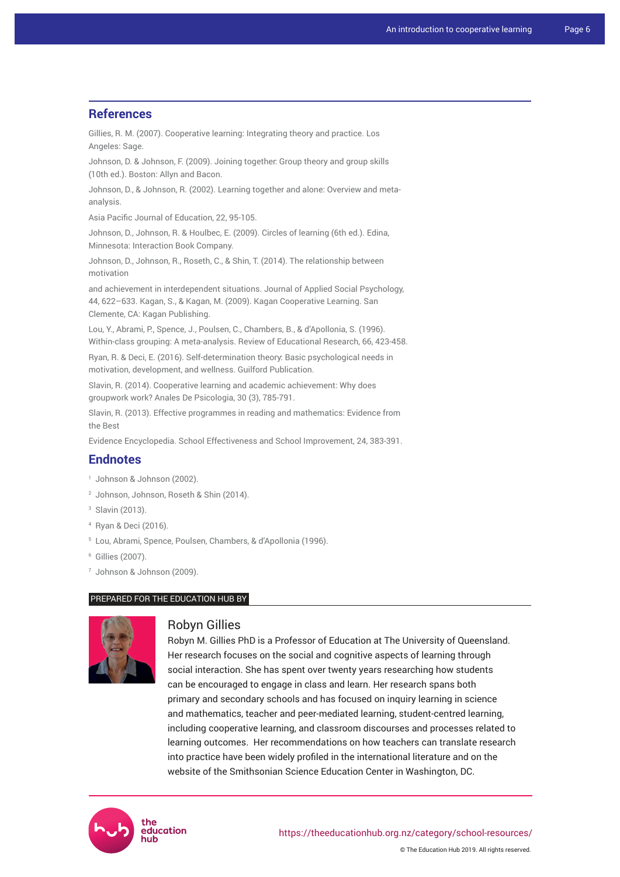## References

Gillies, R. M. (2007). Cooperative learning: Integrating theory and practice. Los Angeles: Sage.

Johnson, D. & Johnson, F. (2009). Joining together: Group theory and group skills (10th ed.). Boston: Allyn and Bacon.

Johnson, D., & Johnson, R. (2002). Learning together and alone: Overview and meta-analysis.

Asia Pacific Journal of Education, 22, 95-105.

Johnson, D., Johnson, R. & Houlbec, E. (2009). Circles of learning (6th ed.). Edina, Minnesota: Interaction Book Company.

Johnson, D., Johnson, R., Roseth, C., & Shin, T. (2014). The relationship between motivation

and achievement in interdependent situations. Journal of Applied Social Psychology, 44, 622–633. Kagan, S., & Kagan, M. (2009). Kagan Cooperative Learning. San Clemente, CA: Kagan Publishing.

Lou, Y., Abrami, P., Spence, J., Poulsen, C., Chambers, B., & d'Apollonia, S. (1996). Within-class grouping: A meta-analysis. Review of Educational Research, 66, 423-458.

Ryan, R. & Deci, E. (2016). Self-determination theory: Basic psychological needs in motivation, development, and wellness. Guilford Publication.

Slavin, R. (2014). Cooperative learning and academic achievement: Why does groupwork work? Anales De Psicologia, 30 (3), 785-791.

Slavin, R. (2013). Effective programmes in reading and mathematics: Evidence from the Best

Evidence Encyclopedia. School Effectiveness and School Improvement, 24, 383-391.

## Endnotes

[1] Johnson & Johnson (2002).

[2] Johnson, Johnson, Roseth & Shin (2014).

[3] Slavin (2013).

[4] Ryan & Deci (2016).

[5] Lou, Abrami, Spence, Poulsen, Chambers, & d'Apollonia (1996).

[6] Gillies (2007).

[7] Johnson & Johnson (2009).

PREPARED FOR THE EDUCATION HUB BY

### Robyn Gillies

Robyn M. Gillies PhD is a Professor of Education at The University of Queensland. Her research focuses on the social and cognitive aspects of learning through social interaction. She has spent over twenty years researching how students can be encouraged to engage in class and learn. Her research spans both primary and secondary schools and has focused on inquiry learning in science and mathematics, teacher and peer-mediated learning, student-centred learning, including cooperative learning, and classroom discourses and processes related to learning outcomes. Her recommendations on how teachers can translate research into practice have been widely profiled in the international literature and on the website of the Smithsonian Science Education Center in Washington, DC.

the education hub

https://theeducationhub.org.nz/category/school-resources/

© The Education Hub 2019. All rights reserved.